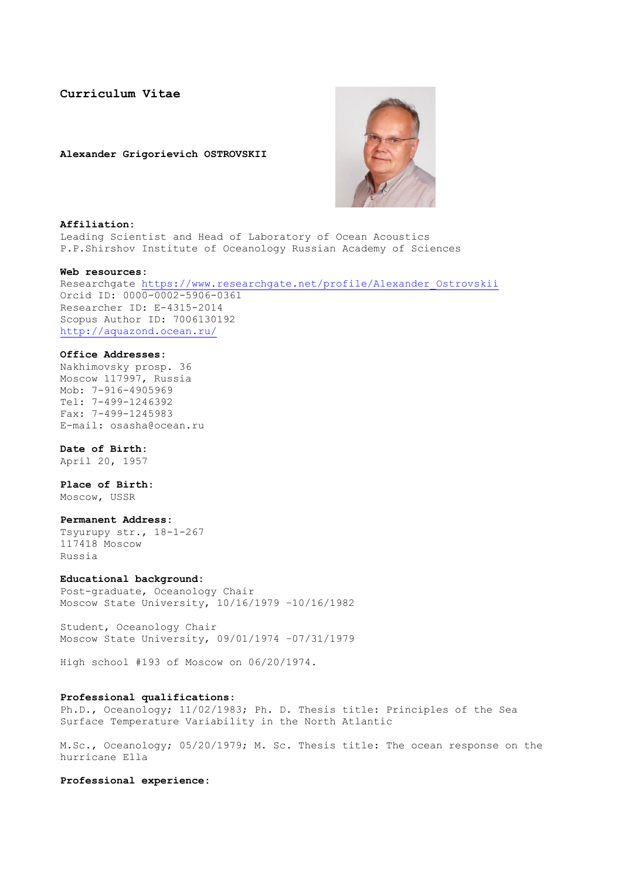# Curriculum Vitae

**Alexander Grigorievich OSTROVSKII**

**Affiliation:**
Leading Scientist and Head of Laboratory of Ocean Acoustics
P.P.Shirshov Institute of Oceanology Russian Academy of Sciences

**Web resources:**
Researchgate https://www.researchgate.net/profile/Alexander_Ostrovskii
Orcid ID: 0000-0002-5906-0361
Researcher ID: E-4315-2014
Scopus Author ID: 7006130192
http://aquazond.ocean.ru/

**Office Addresses:**
Nakhimovsky prosp. 36
Moscow 117997, Russia
Mob: 7-916-4905969
Tel: 7-499-1246392
Fax: 7-499-1245983
E-mail: osasha@ocean.ru

**Date of Birth:**
April 20, 1957

**Place of Birth:**
Moscow, USSR

**Permanent Address:**
Tsyurupy str., 18-1-267
117418 Moscow
Russia

**Educational background:**
Post-graduate, Oceanology Chair
Moscow State University, 10/16/1979 -10/16/1982

Student, Oceanology Chair
Moscow State University, 09/01/1974 -07/31/1979

High school #193 of Moscow on 06/20/1974.

**Professional qualifications:**
Ph.D., Oceanology; 11/02/1983; Ph. D. Thesis title: Principles of the Sea Surface Temperature Variability in the North Atlantic

M.Sc., Oceanology; 05/20/1979; M. Sc. Thesis title: The ocean response on the hurricane Ella

**Professional experience:**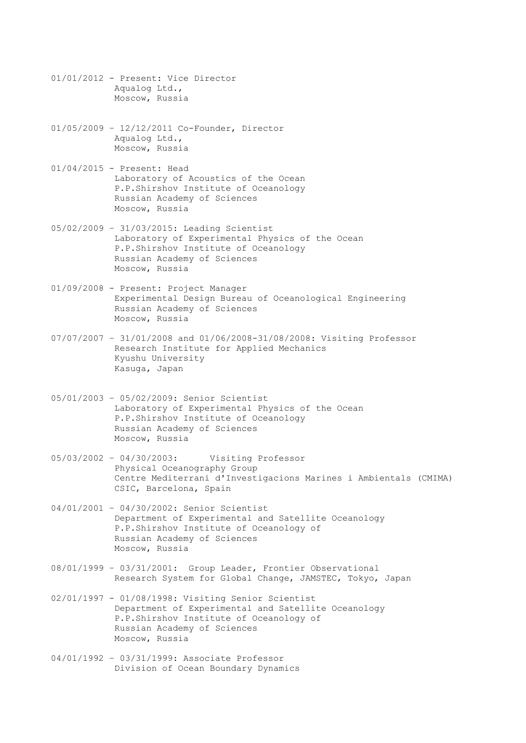01/01/2012 - Present: Vice Director
Aqualog Ltd.,
Moscow, Russia

01/05/2009 – 12/12/2011 Co-Founder, Director
Aqualog Ltd.,
Moscow, Russia

01/04/2015 - Present: Head
Laboratory of Acoustics of the Ocean
P.P.Shirshov Institute of Oceanology
Russian Academy of Sciences
Moscow, Russia

05/02/2009 – 31/03/2015: Leading Scientist
Laboratory of Experimental Physics of the Ocean
P.P.Shirshov Institute of Oceanology
Russian Academy of Sciences
Moscow, Russia

01/09/2008 - Present: Project Manager
Experimental Design Bureau of Oceanological Engineering
Russian Academy of Sciences
Moscow, Russia

07/07/2007 – 31/01/2008 and 01/06/2008-31/08/2008: Visiting Professor
Research Institute for Applied Mechanics
Kyushu University
Kasuga, Japan

05/01/2003 – 05/02/2009: Senior Scientist
Laboratory of Experimental Physics of the Ocean
P.P.Shirshov Institute of Oceanology
Russian Academy of Sciences
Moscow, Russia

05/03/2002 – 04/30/2003: Visiting Professor
Physical Oceanography Group
Centre Mediterrani d'Investigacions Marines i Ambientals (CMIMA)
CSIC, Barcelona, Spain

04/01/2001 – 04/30/2002: Senior Scientist
Department of Experimental and Satellite Oceanology
P.P.Shirshov Institute of Oceanology of
Russian Academy of Sciences
Moscow, Russia

08/01/1999 – 03/31/2001: Group Leader, Frontier Observational Research System for Global Change, JAMSTEC, Tokyo, Japan

02/01/1997 - 01/08/1998: Visiting Senior Scientist
Department of Experimental and Satellite Oceanology
P.P.Shirshov Institute of Oceanology of
Russian Academy of Sciences
Moscow, Russia

04/01/1992 – 03/31/1999: Associate Professor
Division of Ocean Boundary Dynamics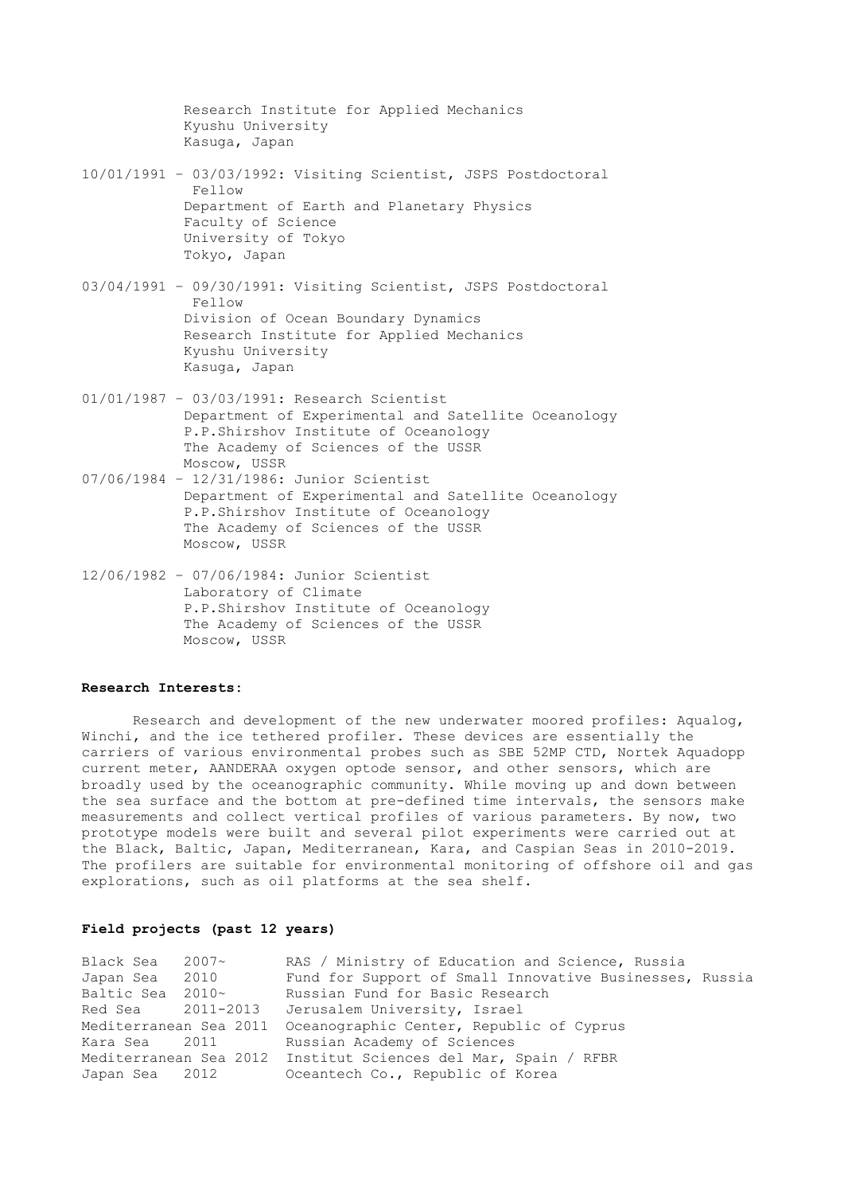Research Institute for Applied Mechanics
Kyushu University
Kasuga, Japan

10/01/1991 – 03/03/1992: Visiting Scientist, JSPS Postdoctoral Fellow
Department of Earth and Planetary Physics
Faculty of Science
University of Tokyo
Tokyo, Japan

03/04/1991 – 09/30/1991: Visiting Scientist, JSPS Postdoctoral Fellow
Division of Ocean Boundary Dynamics
Research Institute for Applied Mechanics
Kyushu University
Kasuga, Japan

01/01/1987 – 03/03/1991: Research Scientist
Department of Experimental and Satellite Oceanology
P.P.Shirshov Institute of Oceanology
The Academy of Sciences of the USSR
Moscow, USSR

07/06/1984 – 12/31/1986: Junior Scientist
Department of Experimental and Satellite Oceanology
P.P.Shirshov Institute of Oceanology
The Academy of Sciences of the USSR
Moscow, USSR

12/06/1982 – 07/06/1984: Junior Scientist
Laboratory of Climate
P.P.Shirshov Institute of Oceanology
The Academy of Sciences of the USSR
Moscow, USSR

**Research Interests:**

Research and development of the new underwater moored profiles: Aqualog, Winchi, and the ice tethered profiler. These devices are essentially the carriers of various environmental probes such as SBE 52MP CTD, Nortek Aquadopp current meter, AANDERAA oxygen optode sensor, and other sensors, which are broadly used by the oceanographic community. While moving up and down between the sea surface and the bottom at pre-defined time intervals, the sensors make measurements and collect vertical profiles of various parameters. By now, two prototype models were built and several pilot experiments were carried out at the Black, Baltic, Japan, Mediterranean, Kara, and Caspian Seas in 2010-2019. The profilers are suitable for environmental monitoring of offshore oil and gas explorations, such as oil platforms at the sea shelf.

**Field projects (past 12 years)**

| Sea | Year | Sponsor |
|---|---|---|
| Black Sea | 2007~ | RAS / Ministry of Education and Science, Russia |
| Japan Sea | 2010 | Fund for Support of Small Innovative Businesses, Russia |
| Baltic Sea | 2010~ | Russian Fund for Basic Research |
| Red Sea | 2011-2013 | Jerusalem University, Israel |
| Mediterranean Sea | 2011 | Oceanographic Center, Republic of Cyprus |
| Kara Sea | 2011 | Russian Academy of Sciences |
| Mediterranean Sea | 2012 | Institut Sciences del Mar, Spain / RFBR |
| Japan Sea | 2012 | Oceantech Co., Republic of Korea |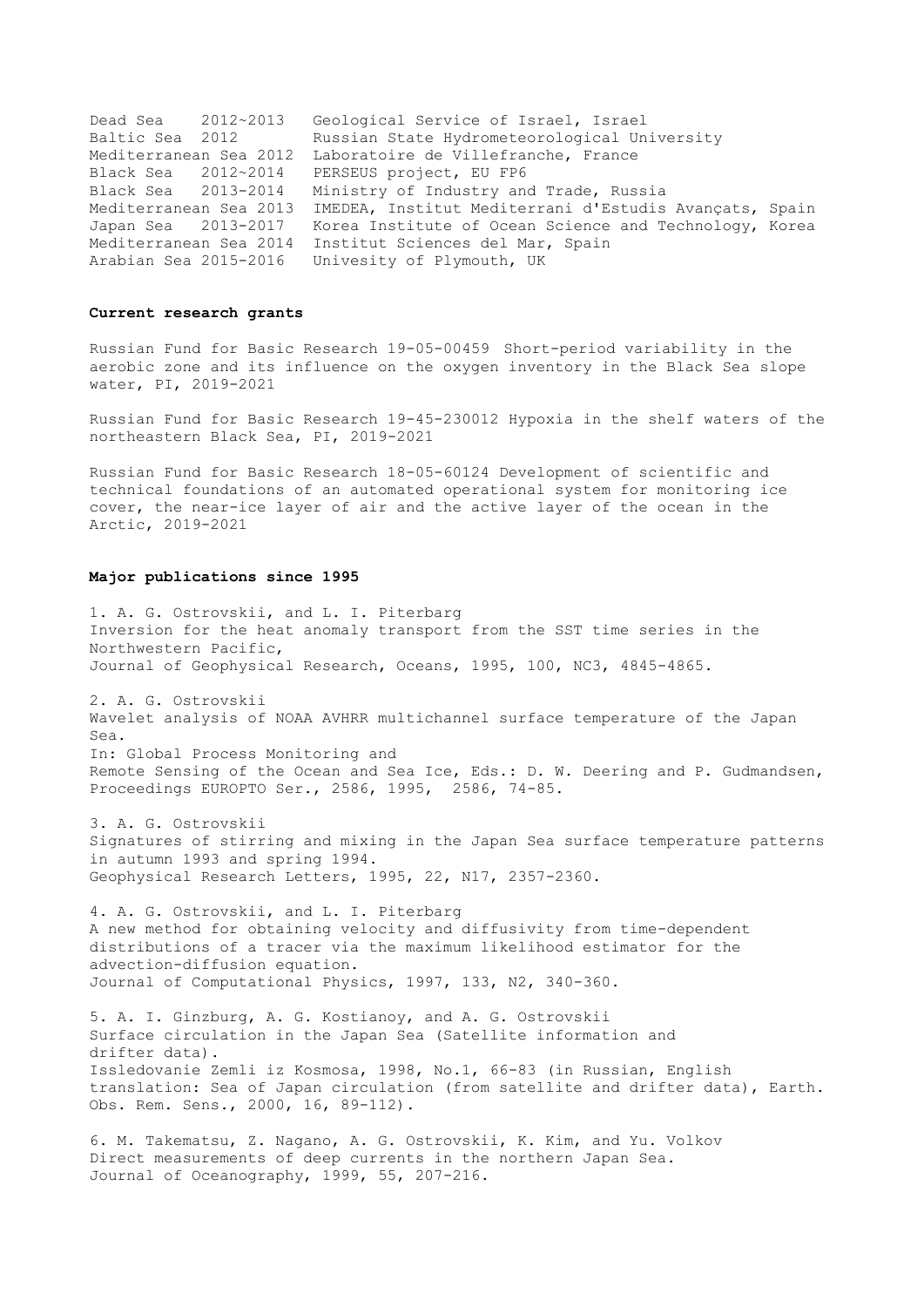| | | |
|---|---|---|
| Dead Sea | 2012~2013 | Geological Service of Israel, Israel |
| Baltic Sea | 2012 | Russian State Hydrometeorological University |
| Mediterranean Sea | 2012 | Laboratoire de Villefranche, France |
| Black Sea | 2012~2014 | PERSEUS project, EU FP6 |
| Black Sea | 2013-2014 | Ministry of Industry and Trade, Russia |
| Mediterranean Sea | 2013 | IMEDEA, Institut Mediterrani d'Estudis Avançats, Spain |
| Japan Sea | 2013-2017 | Korea Institute of Ocean Science and Technology, Korea |
| Mediterranean Sea | 2014 | Institut Sciences del Mar, Spain |
| Arabian Sea | 2015-2016 | Univesity of Plymouth, UK |

**Current research grants**

Russian Fund for Basic Research 19-05-00459 Short-period variability in the aerobic zone and its influence on the oxygen inventory in the Black Sea slope water, PI, 2019-2021

Russian Fund for Basic Research 19-45-230012 Hypoxia in the shelf waters of the northeastern Black Sea, PI, 2019-2021

Russian Fund for Basic Research 18-05-60124 Development of scientific and technical foundations of an automated operational system for monitoring ice cover, the near-ice layer of air and the active layer of the ocean in the Arctic, 2019-2021

**Major publications since 1995**

1. A. G. Ostrovskii, and L. I. Piterbarg
Inversion for the heat anomaly transport from the SST time series in the Northwestern Pacific,
Journal of Geophysical Research, Oceans, 1995, 100, NC3, 4845-4865.

2. A. G. Ostrovskii
Wavelet analysis of NOAA AVHRR multichannel surface temperature of the Japan Sea.
In: Global Process Monitoring and
Remote Sensing of the Ocean and Sea Ice, Eds.: D. W. Deering and P. Gudmandsen, Proceedings EUROPTO Ser., 2586, 1995, 2586, 74-85.

3. A. G. Ostrovskii
Signatures of stirring and mixing in the Japan Sea surface temperature patterns in autumn 1993 and spring 1994.
Geophysical Research Letters, 1995, 22, N17, 2357-2360.

4. A. G. Ostrovskii, and L. I. Piterbarg
A new method for obtaining velocity and diffusivity from time-dependent distributions of a tracer via the maximum likelihood estimator for the advection-diffusion equation.
Journal of Computational Physics, 1997, 133, N2, 340-360.

5. A. I. Ginzburg, A. G. Kostianoy, and A. G. Ostrovskii
Surface circulation in the Japan Sea (Satellite information and drifter data).
Issledovanie Zemli iz Kosmosa, 1998, No.1, 66-83 (in Russian, English translation: Sea of Japan circulation (from satellite and drifter data), Earth. Obs. Rem. Sens., 2000, 16, 89-112).

6. M. Takematsu, Z. Nagano, A. G. Ostrovskii, K. Kim, and Yu. Volkov
Direct measurements of deep currents in the northern Japan Sea.
Journal of Oceanography, 1999, 55, 207-216.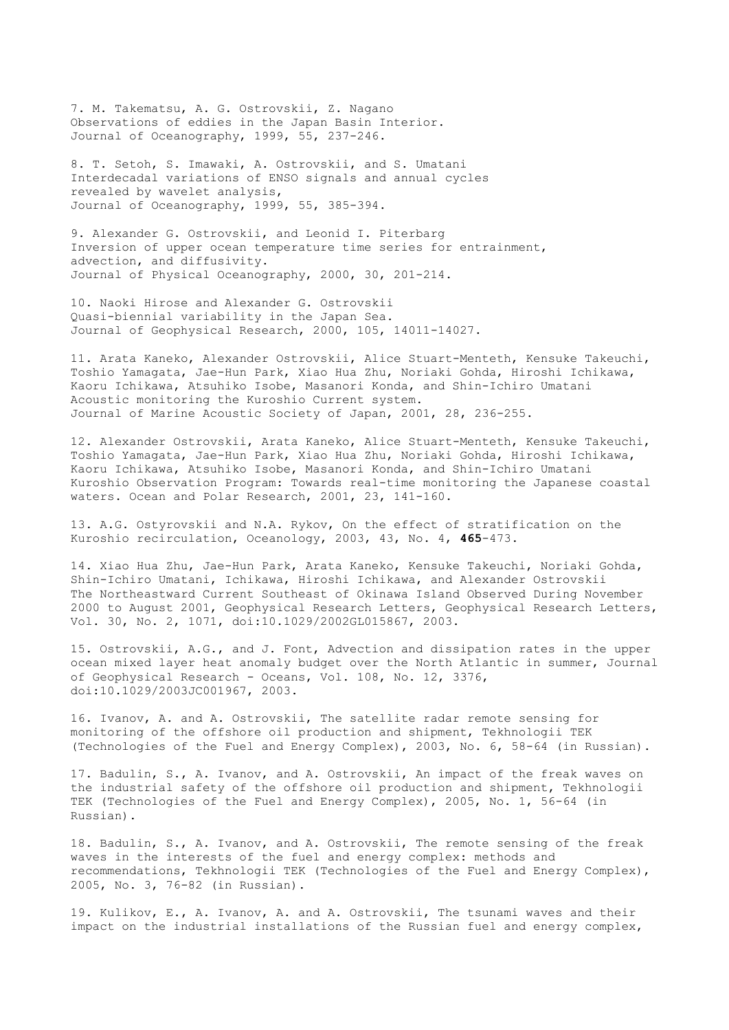7. M. Takematsu, A. G. Ostrovskii, Z. Nagano
Observations of eddies in the Japan Basin Interior.
Journal of Oceanography, 1999, 55, 237-246.

8. T. Setoh, S. Imawaki, A. Ostrovskii, and S. Umatani
Interdecadal variations of ENSO signals and annual cycles
revealed by wavelet analysis,
Journal of Oceanography, 1999, 55, 385-394.

9. Alexander G. Ostrovskii, and Leonid I. Piterbarg
Inversion of upper ocean temperature time series for entrainment,
advection, and diffusivity.
Journal of Physical Oceanography, 2000, 30, 201-214.

10. Naoki Hirose and Alexander G. Ostrovskii
Quasi-biennial variability in the Japan Sea.
Journal of Geophysical Research, 2000, 105, 14011-14027.

11. Arata Kaneko, Alexander Ostrovskii, Alice Stuart-Menteth, Kensuke Takeuchi, Toshio Yamagata, Jae-Hun Park, Xiao Hua Zhu, Noriaki Gohda, Hiroshi Ichikawa, Kaoru Ichikawa, Atsuhiko Isobe, Masanori Konda, and Shin-Ichiro Umatani
Acoustic monitoring the Kuroshio Current system.
Journal of Marine Acoustic Society of Japan, 2001, 28, 236-255.

12. Alexander Ostrovskii, Arata Kaneko, Alice Stuart-Menteth, Kensuke Takeuchi, Toshio Yamagata, Jae-Hun Park, Xiao Hua Zhu, Noriaki Gohda, Hiroshi Ichikawa, Kaoru Ichikawa, Atsuhiko Isobe, Masanori Konda, and Shin-Ichiro Umatani
Kuroshio Observation Program: Towards real-time monitoring the Japanese coastal waters. Ocean and Polar Research, 2001, 23, 141-160.

13. A.G. Ostyrovskii and N.A. Rykov, On the effect of stratification on the Kuroshio recirculation, Oceanology, 2003, 43, No. 4, **465**-473.

14. Xiao Hua Zhu, Jae-Hun Park, Arata Kaneko, Kensuke Takeuchi, Noriaki Gohda, Shin-Ichiro Umatani, Ichikawa, Hiroshi Ichikawa, and Alexander Ostrovskii
The Northeastward Current Southeast of Okinawa Island Observed During November 2000 to August 2001, Geophysical Research Letters, Geophysical Research Letters, Vol. 30, No. 2, 1071, doi:10.1029/2002GL015867, 2003.

15. Ostrovskii, A.G., and J. Font, Advection and dissipation rates in the upper ocean mixed layer heat anomaly budget over the North Atlantic in summer, Journal of Geophysical Research - Oceans, Vol. 108, No. 12, 3376, doi:10.1029/2003JC001967, 2003.

16. Ivanov, A. and A. Ostrovskii, The satellite radar remote sensing for monitoring of the offshore oil production and shipment, Tekhnologii TEK (Technologies of the Fuel and Energy Complex), 2003, No. 6, 58-64 (in Russian).

17. Badulin, S., A. Ivanov, and A. Ostrovskii, An impact of the freak waves on the industrial safety of the offshore oil production and shipment, Tekhnologii TEK (Technologies of the Fuel and Energy Complex), 2005, No. 1, 56-64 (in Russian).

18. Badulin, S., A. Ivanov, and A. Ostrovskii, The remote sensing of the freak waves in the interests of the fuel and energy complex: methods and recommendations, Tekhnologii TEK (Technologies of the Fuel and Energy Complex), 2005, No. 3, 76-82 (in Russian).

19. Kulikov, E., A. Ivanov, A. and A. Ostrovskii, The tsunami waves and their impact on the industrial installations of the Russian fuel and energy complex,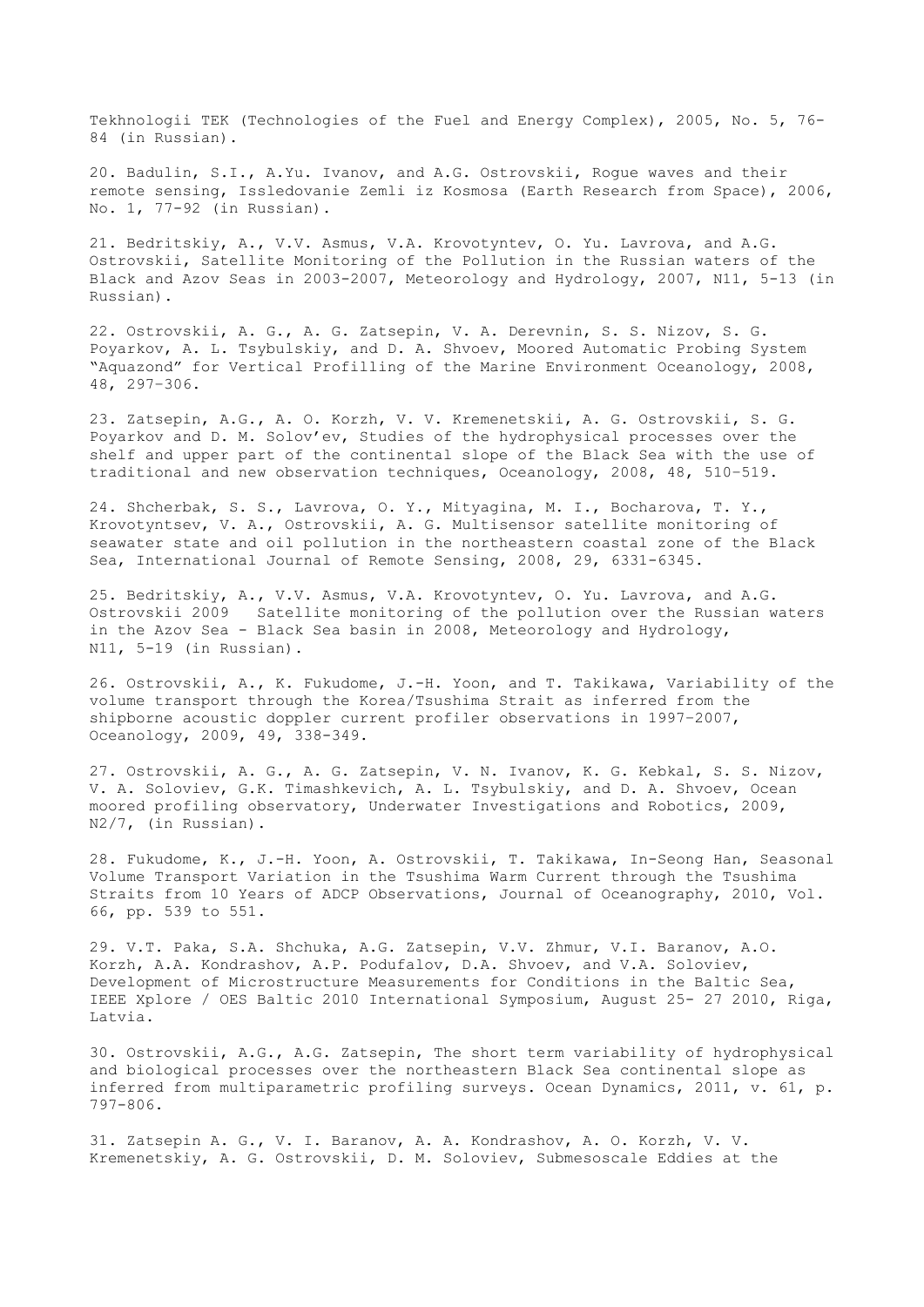Tekhnologii TEK (Technologies of the Fuel and Energy Complex), 2005, No. 5, 76-84 (in Russian).

20. Badulin, S.I., A.Yu. Ivanov, and A.G. Ostrovskii, Rogue waves and their remote sensing, Issledovanie Zemli iz Kosmosa (Earth Research from Space), 2006, No. 1, 77-92 (in Russian).

21. Bedritskiy, A., V.V. Asmus, V.A. Krovotyntev, O. Yu. Lavrova, and A.G. Ostrovskii, Satellite Monitoring of the Pollution in the Russian waters of the Black and Azov Seas in 2003-2007, Meteorology and Hydrology, 2007, N11, 5-13 (in Russian).

22. Ostrovskii, A. G., A. G. Zatsepin, V. A. Derevnin, S. S. Nizov, S. G. Poyarkov, A. L. Tsybulskiy, and D. A. Shvoev, Moored Automatic Probing System "Aquazond" for Vertical Profilling of the Marine Environment Oceanology, 2008, 48, 297–306.

23. Zatsepin, A.G., A. O. Korzh, V. V. Kremenetskii, A. G. Ostrovskii, S. G. Poyarkov and D. M. Solov'ev, Studies of the hydrophysical processes over the shelf and upper part of the continental slope of the Black Sea with the use of traditional and new observation techniques, Oceanology, 2008, 48, 510–519.

24. Shcherbak, S. S., Lavrova, O. Y., Mityagina, M. I., Bocharova, T. Y., Krovotyntsev, V. A., Ostrovskii, A. G. Multisensor satellite monitoring of seawater state and oil pollution in the northeastern coastal zone of the Black Sea, International Journal of Remote Sensing, 2008, 29, 6331-6345.

25. Bedritskiy, A., V.V. Asmus, V.A. Krovotyntev, O. Yu. Lavrova, and A.G. Ostrovskii 2009 Satellite monitoring of the pollution over the Russian waters in the Azov Sea - Black Sea basin in 2008, Meteorology and Hydrology, N11, 5-19 (in Russian).

26. Ostrovskii, A., K. Fukudome, J.-H. Yoon, and T. Takikawa, Variability of the volume transport through the Korea/Tsushima Strait as inferred from the shipborne acoustic doppler current profiler observations in 1997–2007, Oceanology, 2009, 49, 338-349.

27. Ostrovskii, A. G., A. G. Zatsepin, V. N. Ivanov, K. G. Kebkal, S. S. Nizov, V. A. Soloviev, G.K. Timashkevich, A. L. Tsybulskiy, and D. A. Shvoev, Ocean moored profiling observatory, Underwater Investigations and Robotics, 2009, N2/7, (in Russian).

28. Fukudome, K., J.-H. Yoon, A. Ostrovskii, T. Takikawa, In-Seong Han, Seasonal Volume Transport Variation in the Tsushima Warm Current through the Tsushima Straits from 10 Years of ADCP Observations, Journal of Oceanography, 2010, Vol. 66, pp. 539 to 551.

29. V.T. Paka, S.A. Shchuka, A.G. Zatsepin, V.V. Zhmur, V.I. Baranov, A.O. Korzh, A.A. Kondrashov, A.P. Podufalov, D.A. Shvoev, and V.A. Soloviev, Development of Microstructure Measurements for Conditions in the Baltic Sea, IEEE Xplore / OES Baltic 2010 International Symposium, August 25- 27 2010, Riga, Latvia.

30. Ostrovskii, A.G., A.G. Zatsepin, The short term variability of hydrophysical and biological processes over the northeastern Black Sea continental slope as inferred from multiparametric profiling surveys. Ocean Dynamics, 2011, v. 61, p. 797-806.

31. Zatsepin A. G., V. I. Baranov, A. A. Kondrashov, A. O. Korzh, V. V. Kremenetskiy, A. G. Ostrovskii, D. M. Soloviev, Submesoscale Eddies at the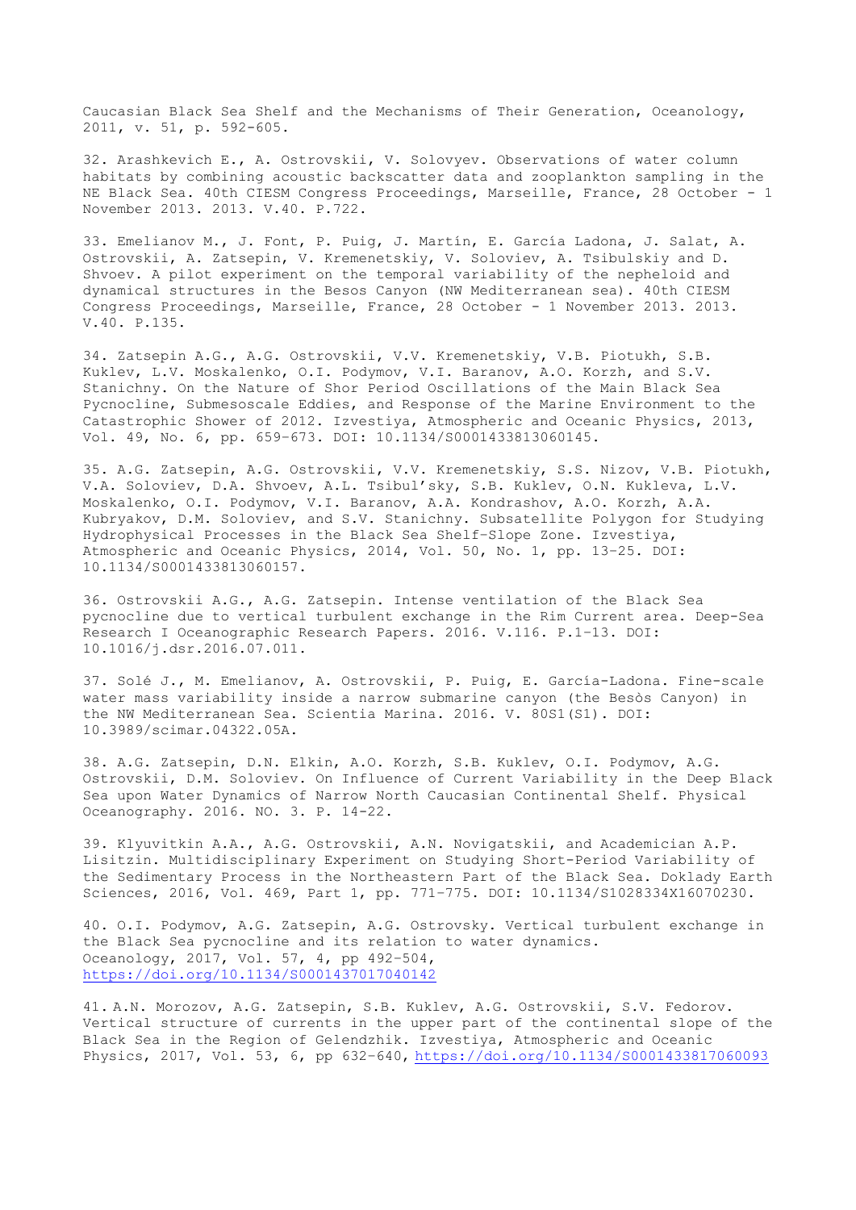Caucasian Black Sea Shelf and the Mechanisms of Their Generation, Oceanology, 2011, v. 51, p. 592-605.

32. Arashkevich E., A. Ostrovskii, V. Solovyev. Observations of water column habitats by combining acoustic backscatter data and zooplankton sampling in the NE Black Sea. 40th CIESM Congress Proceedings, Marseille, France, 28 October - 1 November 2013. 2013. V.40. P.722.

33. Emelianov M., J. Font, P. Puig, J. Martín, E. García Ladona, J. Salat, A. Ostrovskii, A. Zatsepin, V. Kremenetskiy, V. Soloviev, A. Tsibulskiy and D. Shvoev. A pilot experiment on the temporal variability of the nepheloid and dynamical structures in the Besos Canyon (NW Mediterranean sea). 40th CIESM Congress Proceedings, Marseille, France, 28 October - 1 November 2013. 2013. V.40. P.135.

34. Zatsepin A.G., A.G. Ostrovskii, V.V. Kremenetskiy, V.B. Piotukh, S.B. Kuklev, L.V. Moskalenko, O.I. Podymov, V.I. Baranov, A.O. Korzh, and S.V. Stanichny. On the Nature of Shor Period Oscillations of the Main Black Sea Pycnocline, Submesoscale Eddies, and Response of the Marine Environment to the Catastrophic Shower of 2012. Izvestiya, Atmospheric and Oceanic Physics, 2013, Vol. 49, No. 6, pp. 659–673. DOI: 10.1134/S0001433813060145.

35. A.G. Zatsepin, A.G. Ostrovskii, V.V. Kremenetskiy, S.S. Nizov, V.B. Piotukh, V.A. Soloviev, D.A. Shvoev, A.L. Tsibul'sky, S.B. Kuklev, O.N. Kukleva, L.V. Moskalenko, O.I. Podymov, V.I. Baranov, A.A. Kondrashov, A.O. Korzh, A.A. Kubryakov, D.M. Soloviev, and S.V. Stanichny. Subsatellite Polygon for Studying Hydrophysical Processes in the Black Sea Shelf–Slope Zone. Izvestiya, Atmospheric and Oceanic Physics, 2014, Vol. 50, No. 1, pp. 13–25. DOI: 10.1134/S0001433813060157.

36. Ostrovskii A.G., A.G. Zatsepin. Intense ventilation of the Black Sea pycnocline due to vertical turbulent exchange in the Rim Current area. Deep-Sea Research I Oceanographic Research Papers. 2016. V.116. P.1–13. DOI: 10.1016/j.dsr.2016.07.011.

37. Solé J., M. Emelianov, A. Ostrovskii, P. Puig, E. García-Ladona. Fine-scale water mass variability inside a narrow submarine canyon (the Besòs Canyon) in the NW Mediterranean Sea. Scientia Marina. 2016. V. 80S1(S1). DOI: 10.3989/scimar.04322.05A.

38. A.G. Zatsepin, D.N. Elkin, A.O. Korzh, S.B. Kuklev, O.I. Podymov, A.G. Ostrovskii, D.M. Soloviev. On Influence of Current Variability in the Deep Black Sea upon Water Dynamics of Narrow North Caucasian Continental Shelf. Physical Oceanography. 2016. NO. 3. P. 14-22.

39. Klyuvitkin A.A., A.G. Ostrovskii, A.N. Novigatskii, and Academician A.P. Lisitzin. Multidisciplinary Experiment on Studying Short-Period Variability of the Sedimentary Process in the Northeastern Part of the Black Sea. Doklady Earth Sciences, 2016, Vol. 469, Part 1, pp. 771–775. DOI: 10.1134/S1028334X16070230.

40. O.I. Podymov, A.G. Zatsepin, A.G. Ostrovsky. Vertical turbulent exchange in the Black Sea pycnocline and its relation to water dynamics. Oceanology, 2017, Vol. 57, 4, pp 492–504, https://doi.org/10.1134/S0001437017040142

41. A.N. Morozov, A.G. Zatsepin, S.B. Kuklev, A.G. Ostrovskii, S.V. Fedorov. Vertical structure of currents in the upper part of the continental slope of the Black Sea in the Region of Gelendzhik. Izvestiya, Atmospheric and Oceanic Physics, 2017, Vol. 53, 6, pp 632–640, https://doi.org/10.1134/S0001433817060093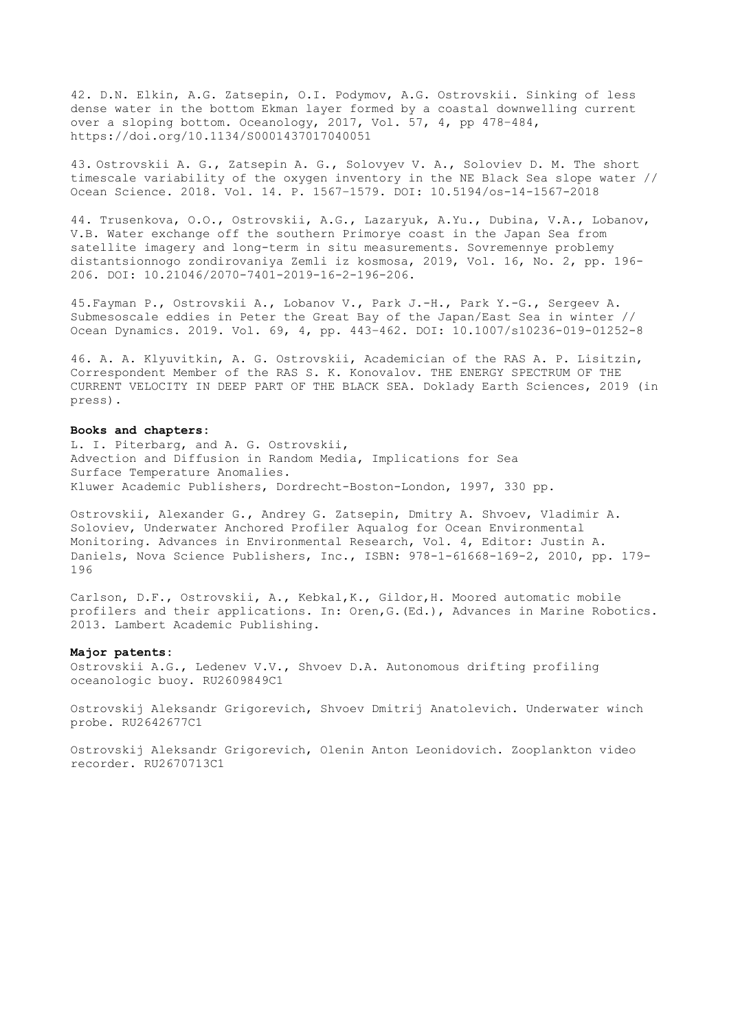42. D.N. Elkin, A.G. Zatsepin, O.I. Podymov, A.G. Ostrovskii. Sinking of less dense water in the bottom Ekman layer formed by a coastal downwelling current over a sloping bottom. Oceanology, 2017, Vol. 57, 4, pp 478–484, https://doi.org/10.1134/S0001437017040051

43. Ostrovskii A. G., Zatsepin A. G., Solovyev V. A., Soloviev D. M. The short timescale variability of the oxygen inventory in the NE Black Sea slope water // Ocean Science. 2018. Vol. 14. P. 1567–1579. DOI: 10.5194/os-14-1567-2018

44. Trusenkova, O.O., Ostrovskii, A.G., Lazaryuk, A.Yu., Dubina, V.A., Lobanov, V.B. Water exchange off the southern Primorye coast in the Japan Sea from satellite imagery and long-term in situ measurements. Sovremennye problemy distantsionnogo zondirovaniya Zemli iz kosmosa, 2019, Vol. 16, No. 2, pp. 196-206. DOI: 10.21046/2070-7401-2019-16-2-196-206.

45. Fayman P., Ostrovskii A., Lobanov V., Park J.-H., Park Y.-G., Sergeev A. Submesoscale eddies in Peter the Great Bay of the Japan/East Sea in winter // Ocean Dynamics. 2019. Vol. 69, 4, pp. 443–462. DOI: 10.1007/s10236-019-01252-8

46. A. A. Klyuvitkin, A. G. Ostrovskii, Academician of the RAS A. P. Lisitzin, Correspondent Member of the RAS S. K. Konovalov. THE ENERGY SPECTRUM OF THE CURRENT VELOCITY IN DEEP PART OF THE BLACK SEA. Doklady Earth Sciences, 2019 (in press).

**Books and chapters:**

L. I. Piterbarg, and A. G. Ostrovskii, Advection and Diffusion in Random Media, Implications for Sea Surface Temperature Anomalies. Kluwer Academic Publishers, Dordrecht-Boston-London, 1997, 330 pp.

Ostrovskii, Alexander G., Andrey G. Zatsepin, Dmitry A. Shvoev, Vladimir A. Soloviev, Underwater Anchored Profiler Aqualog for Ocean Environmental Monitoring. Advances in Environmental Research, Vol. 4, Editor: Justin A. Daniels, Nova Science Publishers, Inc., ISBN: 978-1-61668-169-2, 2010, pp. 179-196

Carlson, D.F., Ostrovskii, A., Kebkal,K., Gildor,H. Moored automatic mobile profilers and their applications. In: Oren,G.(Ed.), Advances in Marine Robotics. 2013. Lambert Academic Publishing.

**Major patents:**

Ostrovskii A.G., Ledenev V.V., Shvoev D.A. Autonomous drifting profiling oceanologic buoy. RU2609849C1

Ostrovskij Aleksandr Grigorevich, Shvoev Dmitrij Anatolevich. Underwater winch probe. RU2642677C1

Ostrovskij Aleksandr Grigorevich, Olenin Anton Leonidovich. Zooplankton video recorder. RU2670713C1